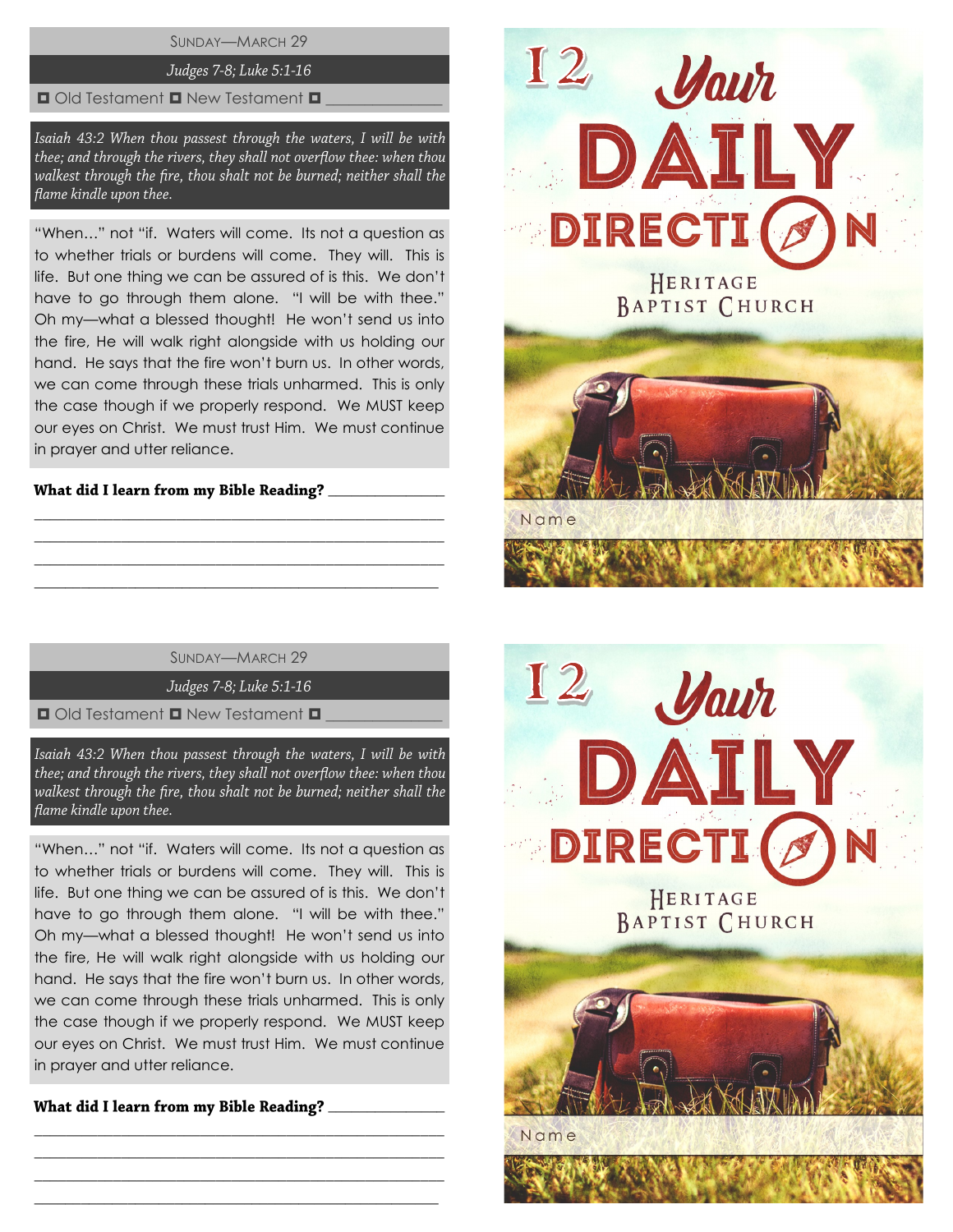SUNDAY—MARCH 29

*Judges 7-8; Luke 5:1-16*

◘ Old Testament ◘ New Testament ◘ _______________

*Isaiah 43:2 When thou passest through the waters, I will be with thee; and through the rivers, they shall not overflow thee: when thou walkest through the fire, thou shalt not be burned; neither shall the flame kindle upon thee.*

"When…" not "if. Waters will come. Its not a question as to whether trials or burdens will come. They will. This is life. But one thing we can be assured of is this. We don't have to go through them alone. "I will be with thee." Oh my—what a blessed thought! He won't send us into the fire, He will walk right alongside with us holding our hand. He says that the fire won't burn us. In other words, we can come through these trials unharmed. This is only the case though if we properly respond. We MUST keep our eyes on Christ. We must trust Him. We must continue in prayer and utter reliance.

**What did I learn from my Bible Reading?** _______________

_______________________________________________

_______________________________________________

_______________________________________________

_______________________________________________

12 Your DAILY DIRECTION

HERITAGE BAPTIST CHURCH

Name

SUNDAY—MARCH 29

*Judges 7-8; Luke 5:1-16*

◘ Old Testament ◘ New Testament ◘ _______________

*Isaiah 43:2 When thou passest through the waters, I will be with thee; and through the rivers, they shall not overflow thee: when thou walkest through the fire, thou shalt not be burned; neither shall the flame kindle upon thee.*

"When…" not "if. Waters will come. Its not a question as to whether trials or burdens will come. They will. This is life. But one thing we can be assured of is this. We don't have to go through them alone. "I will be with thee." Oh my—what a blessed thought! He won't send us into the fire, He will walk right alongside with us holding our hand. He says that the fire won't burn us. In other words, we can come through these trials unharmed. This is only the case though if we properly respond. We MUST keep our eyes on Christ. We must trust Him. We must continue in prayer and utter reliance.

**What did I learn from my Bible Reading?** _______________

_______________________________________________

_______________________________________________

_______________________________________________

_______________________________________________

12 Your DAILY DIRECTION

HERITAGE BAPTIST CHURCH

Name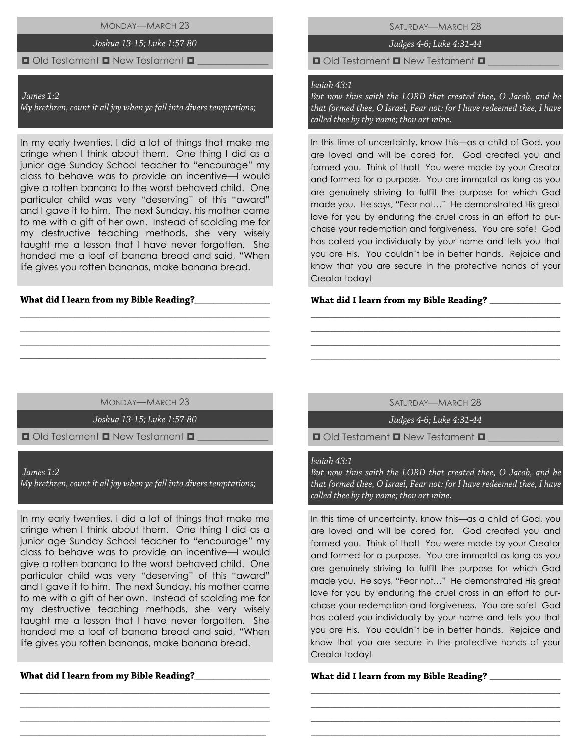## Monday—March 23

*Joshua 13-15; Luke 1:57-80*

◘ Old Testament ◘ New Testament ◘ ______________

*James 1:2*
*My brethren, count it all joy when ye fall into divers temptations;*

In my early twenties, I did a lot of things that make me cringe when I think about them. One thing I did as a junior age Sunday School teacher to "encourage" my class to behave was to provide an incentive—I would give a rotten banana to the worst behaved child. One particular child was very "deserving" of this "award" and I gave it to him. The next Sunday, his mother came to me with a gift of her own. Instead of scolding me for my destructive teaching methods, she very wisely taught me a lesson that I have never forgotten. She handed me a loaf of banana bread and said, "When life gives you rotten bananas, make banana bread.

**What did I learn from my Bible Reading?**________________

____________________________________________________

____________________________________________________

____________________________________________________

____________________________________________________

## Saturday—March 28

*Judges 4-6; Luke 4:31-44*

◘ Old Testament ◘ New Testament ◘ ______________

*Isaiah 43:1*
*But now thus saith the LORD that created thee, O Jacob, and he that formed thee, O Israel, Fear not: for I have redeemed thee, I have called thee by thy name; thou art mine.*

In this time of uncertainty, know this—as a child of God, you are loved and will be cared for. God created you and formed you. Think of that! You were made by your Creator and formed for a purpose. You are immortal as long as you are genuinely striving to fulfill the purpose for which God made you. He says, "Fear not…" He demonstrated His great love for you by enduring the cruel cross in an effort to purchase your redemption and forgiveness. You are safe! God has called you individually by your name and tells you that you are His. You couldn't be in better hands. Rejoice and know that you are secure in the protective hands of your Creator today!

**What did I learn from my Bible Reading?** ________________

____________________________________________________

____________________________________________________

____________________________________________________

____________________________________________________

## Monday—March 23

*Joshua 13-15; Luke 1:57-80*

◘ Old Testament ◘ New Testament ◘ ______________

*James 1:2*
*My brethren, count it all joy when ye fall into divers temptations;*

In my early twenties, I did a lot of things that make me cringe when I think about them. One thing I did as a junior age Sunday School teacher to "encourage" my class to behave was to provide an incentive—I would give a rotten banana to the worst behaved child. One particular child was very "deserving" of this "award" and I gave it to him. The next Sunday, his mother came to me with a gift of her own. Instead of scolding me for my destructive teaching methods, she very wisely taught me a lesson that I have never forgotten. She handed me a loaf of banana bread and said, "When life gives you rotten bananas, make banana bread.

**What did I learn from my Bible Reading?**________________

____________________________________________________

____________________________________________________

____________________________________________________

____________________________________________________

## Saturday—March 28

*Judges 4-6; Luke 4:31-44*

◘ Old Testament ◘ New Testament ◘ ______________

*Isaiah 43:1*
*But now thus saith the LORD that created thee, O Jacob, and he that formed thee, O Israel, Fear not: for I have redeemed thee, I have called thee by thy name; thou art mine.*

In this time of uncertainty, know this—as a child of God, you are loved and will be cared for. God created you and formed you. Think of that! You were made by your Creator and formed for a purpose. You are immortal as long as you are genuinely striving to fulfill the purpose for which God made you. He says, "Fear not…" He demonstrated His great love for you by enduring the cruel cross in an effort to purchase your redemption and forgiveness. You are safe! God has called you individually by your name and tells you that you are His. You couldn't be in better hands. Rejoice and know that you are secure in the protective hands of your Creator today!

**What did I learn from my Bible Reading?** ________________

____________________________________________________

____________________________________________________

____________________________________________________

____________________________________________________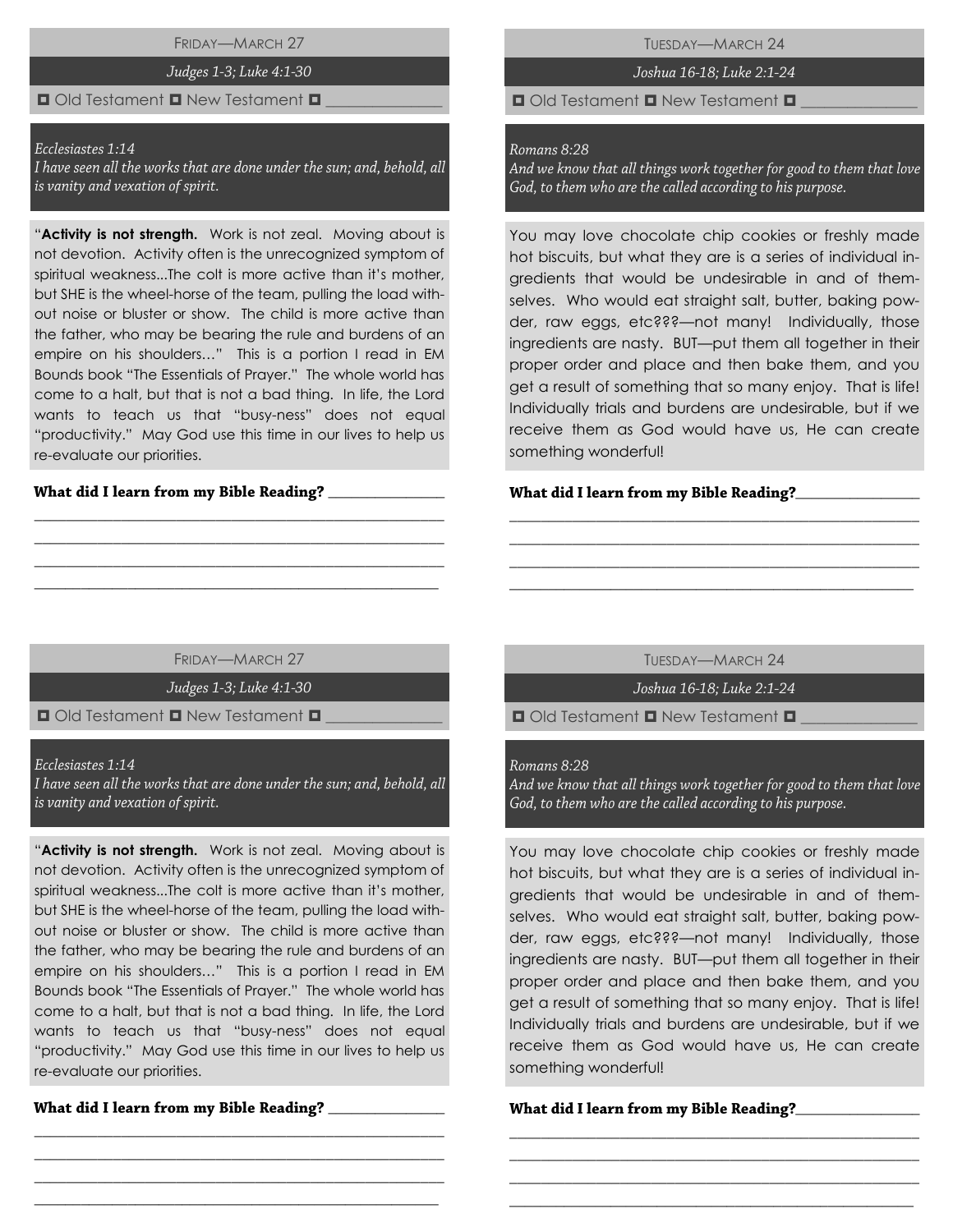## Friday—March 27

*Judges 1-3; Luke 4:1-30*

◘ Old Testament ◘ New Testament ◘ _______________

*Ecclesiastes 1:14*
*I have seen all the works that are done under the sun; and, behold, all is vanity and vexation of spirit.*

"**Activity is not strength.** Work is not zeal. Moving about is not devotion. Activity often is the unrecognized symptom of spiritual weakness...The colt is more active than it's mother, but SHE is the wheel-horse of the team, pulling the load without noise or bluster or show. The child is more active than the father, who may be bearing the rule and burdens of an empire on his shoulders…" This is a portion I read in EM Bounds book "The Essentials of Prayer." The whole world has come to a halt, but that is not a bad thing. In life, the Lord wants to teach us that "busy-ness" does not equal "productivity." May God use this time in our lives to help us re-evaluate our priorities.

**What did I learn from my Bible Reading?** _______________

_______________________________________________

_______________________________________________

_______________________________________________

_______________________________________________

## Tuesday—March 24

*Joshua 16-18; Luke 2:1-24*

◘ Old Testament ◘ New Testament ◘ _______________

*Romans 8:28*
*And we know that all things work together for good to them that love God, to them who are the called according to his purpose.*

You may love chocolate chip cookies or freshly made hot biscuits, but what they are is a series of individual ingredients that would be undesirable in and of themselves. Who would eat straight salt, butter, baking powder, raw eggs, etc???—not many! Individually, those ingredients are nasty. BUT—put them all together in their proper order and place and then bake them, and you get a result of something that so many enjoy. That is life! Individually trials and burdens are undesirable, but if we receive them as God would have us, He can create something wonderful!

**What did I learn from my Bible Reading?**_______________

_______________________________________________

_______________________________________________

_______________________________________________

_______________________________________________

## Friday—March 27

*Judges 1-3; Luke 4:1-30*

◘ Old Testament ◘ New Testament ◘ _______________

*Ecclesiastes 1:14*
*I have seen all the works that are done under the sun; and, behold, all is vanity and vexation of spirit.*

"**Activity is not strength.** Work is not zeal. Moving about is not devotion. Activity often is the unrecognized symptom of spiritual weakness...The colt is more active than it's mother, but SHE is the wheel-horse of the team, pulling the load without noise or bluster or show. The child is more active than the father, who may be bearing the rule and burdens of an empire on his shoulders…" This is a portion I read in EM Bounds book "The Essentials of Prayer." The whole world has come to a halt, but that is not a bad thing. In life, the Lord wants to teach us that "busy-ness" does not equal "productivity." May God use this time in our lives to help us re-evaluate our priorities.

**What did I learn from my Bible Reading?** _______________

_______________________________________________

_______________________________________________

_______________________________________________

_______________________________________________

## Tuesday—March 24

*Joshua 16-18; Luke 2:1-24*

◘ Old Testament ◘ New Testament ◘ _______________

*Romans 8:28*
*And we know that all things work together for good to them that love God, to them who are the called according to his purpose.*

You may love chocolate chip cookies or freshly made hot biscuits, but what they are is a series of individual ingredients that would be undesirable in and of themselves. Who would eat straight salt, butter, baking powder, raw eggs, etc???—not many! Individually, those ingredients are nasty. BUT—put them all together in their proper order and place and then bake them, and you get a result of something that so many enjoy. That is life! Individually trials and burdens are undesirable, but if we receive them as God would have us, He can create something wonderful!

**What did I learn from my Bible Reading?**_______________

_______________________________________________

_______________________________________________

_______________________________________________

_______________________________________________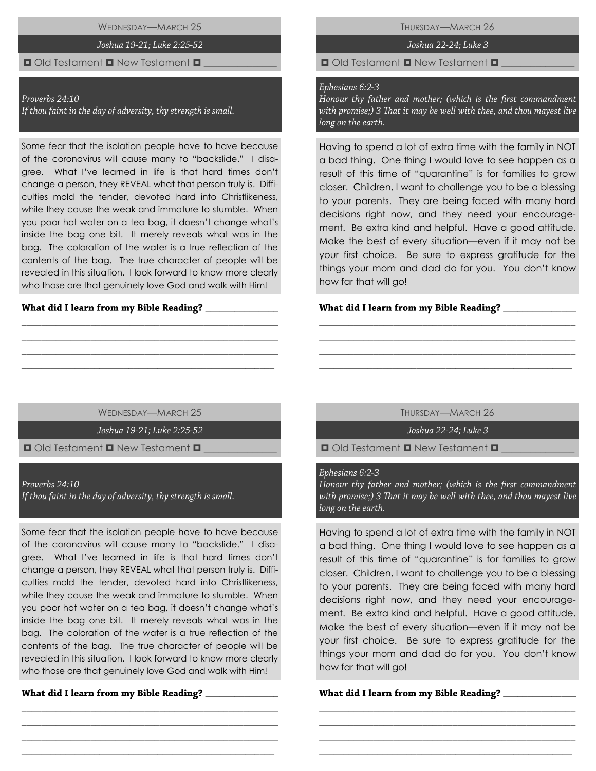## Wednesday—March 25

*Joshua 19-21; Luke 2:25-52*

◘ Old Testament ◘ New Testament ◘ ______________

*Proverbs 24:10*
*If thou faint in the day of adversity, thy strength is small.*

Some fear that the isolation people have to have because of the coronavirus will cause many to "backslide." I disagree. What I've learned in life is that hard times don't change a person, they REVEAL what that person truly is. Difficulties mold the tender, devoted hard into Christlikeness, while they cause the weak and immature to stumble. When you poor hot water on a tea bag, it doesn't change what's inside the bag one bit. It merely reveals what was in the bag. The coloration of the water is a true reflection of the contents of the bag. The true character of people will be revealed in this situation. I look forward to know more clearly who those are that genuinely love God and walk with Him!

**What did I learn from my Bible Reading?** ______________

________________________________________________

________________________________________________

________________________________________________

________________________________________________

## Thursday—March 26

*Joshua 22-24; Luke 3*

◘ Old Testament ◘ New Testament ◘ ______________

*Ephesians 6:2-3*
*Honour thy father and mother; (which is the first commandment with promise;) 3 That it may be well with thee, and thou mayest live long on the earth.*

Having to spend a lot of extra time with the family in NOT a bad thing. One thing I would love to see happen as a result of this time of "quarantine" is for families to grow closer. Children, I want to challenge you to be a blessing to your parents. They are being faced with many hard decisions right now, and they need your encouragement. Be extra kind and helpful. Have a good attitude. Make the best of every situation—even if it may not be your first choice. Be sure to express gratitude for the things your mom and dad do for you. You don't know how far that will go!

**What did I learn from my Bible Reading?** ______________

________________________________________________

________________________________________________

________________________________________________

________________________________________________

## Wednesday—March 25

*Joshua 19-21; Luke 2:25-52*

◘ Old Testament ◘ New Testament ◘ ______________

*Proverbs 24:10*
*If thou faint in the day of adversity, thy strength is small.*

Some fear that the isolation people have to have because of the coronavirus will cause many to "backslide." I disagree. What I've learned in life is that hard times don't change a person, they REVEAL what that person truly is. Difficulties mold the tender, devoted hard into Christlikeness, while they cause the weak and immature to stumble. When you poor hot water on a tea bag, it doesn't change what's inside the bag one bit. It merely reveals what was in the bag. The coloration of the water is a true reflection of the contents of the bag. The true character of people will be revealed in this situation. I look forward to know more clearly who those are that genuinely love God and walk with Him!

**What did I learn from my Bible Reading?** ______________

________________________________________________

________________________________________________

________________________________________________

________________________________________________

## Thursday—March 26

*Joshua 22-24; Luke 3*

◘ Old Testament ◘ New Testament ◘ ______________

*Ephesians 6:2-3*
*Honour thy father and mother; (which is the first commandment with promise;) 3 That it may be well with thee, and thou mayest live long on the earth.*

Having to spend a lot of extra time with the family in NOT a bad thing. One thing I would love to see happen as a result of this time of "quarantine" is for families to grow closer. Children, I want to challenge you to be a blessing to your parents. They are being faced with many hard decisions right now, and they need your encouragement. Be extra kind and helpful. Have a good attitude. Make the best of every situation—even if it may not be your first choice. Be sure to express gratitude for the things your mom and dad do for you. You don't know how far that will go!

**What did I learn from my Bible Reading?** ______________

________________________________________________

________________________________________________

________________________________________________

________________________________________________